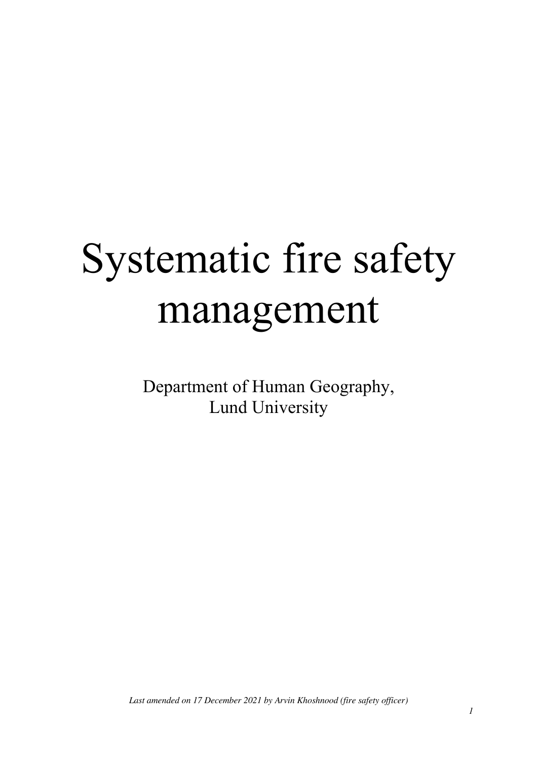# Systematic fire safety management

Department of Human Geography,
Lund University

*Last amended on 17 December 2021 by Arvin Khoshnood (fire safety officer)*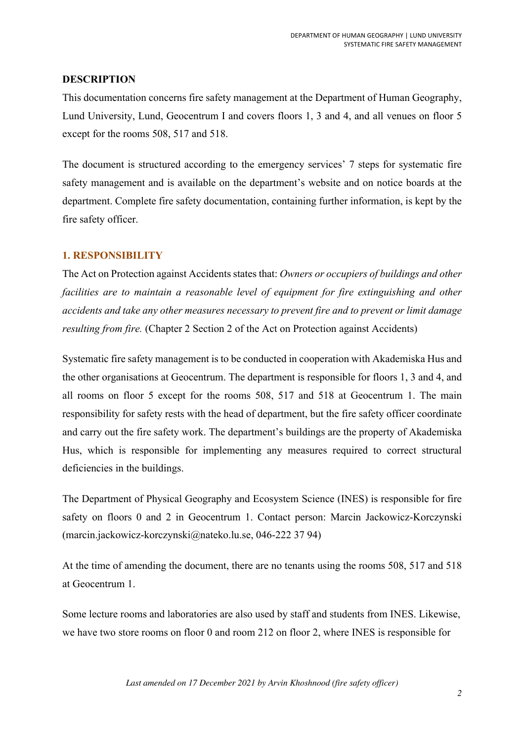## DESCRIPTION

This documentation concerns fire safety management at the Department of Human Geography, Lund University, Lund, Geocentrum I and covers floors 1, 3 and 4, and all venues on floor 5 except for the rooms 508, 517 and 518.

The document is structured according to the emergency services' 7 steps for systematic fire safety management and is available on the department's website and on notice boards at the department. Complete fire safety documentation, containing further information, is kept by the fire safety officer.

## 1. RESPONSIBILITY

The Act on Protection against Accidents states that: *Owners or occupiers of buildings and other facilities are to maintain a reasonable level of equipment for fire extinguishing and other accidents and take any other measures necessary to prevent fire and to prevent or limit damage resulting from fire.* (Chapter 2 Section 2 of the Act on Protection against Accidents)

Systematic fire safety management is to be conducted in cooperation with Akademiska Hus and the other organisations at Geocentrum. The department is responsible for floors 1, 3 and 4, and all rooms on floor 5 except for the rooms 508, 517 and 518 at Geocentrum 1. The main responsibility for safety rests with the head of department, but the fire safety officer coordinate and carry out the fire safety work. The department's buildings are the property of Akademiska Hus, which is responsible for implementing any measures required to correct structural deficiencies in the buildings.

The Department of Physical Geography and Ecosystem Science (INES) is responsible for fire safety on floors 0 and 2 in Geocentrum 1. Contact person: Marcin Jackowicz-Korczynski (marcin.jackowicz-korczynski@nateko.lu.se, 046-222 37 94)

At the time of amending the document, there are no tenants using the rooms 508, 517 and 518 at Geocentrum 1.

Some lecture rooms and laboratories are also used by staff and students from INES. Likewise, we have two store rooms on floor 0 and room 212 on floor 2, where INES is responsible for

*Last amended on 17 December 2021 by Arvin Khoshnood (fire safety officer)*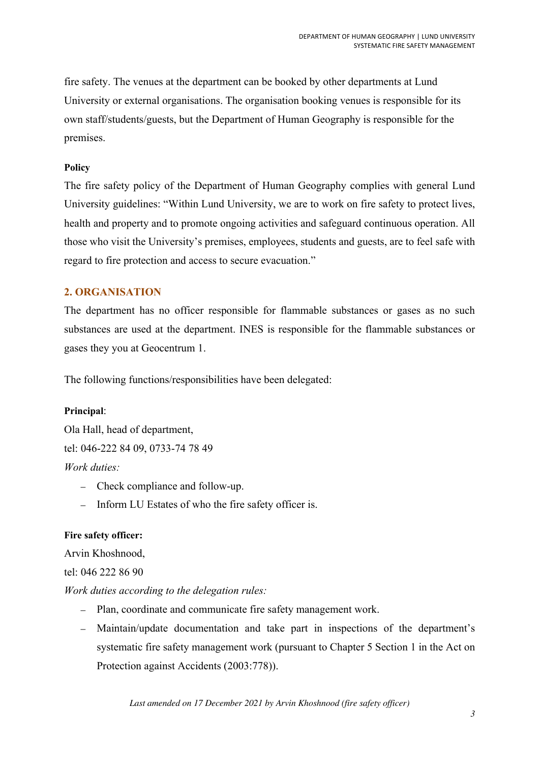fire safety. The venues at the department can be booked by other departments at Lund University or external organisations. The organisation booking venues is responsible for its own staff/students/guests, but the Department of Human Geography is responsible for the premises.

**Policy**

The fire safety policy of the Department of Human Geography complies with general Lund University guidelines: "Within Lund University, we are to work on fire safety to protect lives, health and property and to promote ongoing activities and safeguard continuous operation. All those who visit the University's premises, employees, students and guests, are to feel safe with regard to fire protection and access to secure evacuation."

## 2. ORGANISATION

The department has no officer responsible for flammable substances or gases as no such substances are used at the department. INES is responsible for the flammable substances or gases they you at Geocentrum 1.

The following functions/responsibilities have been delegated:

**Principal**:

Ola Hall, head of department,

tel: 046-222 84 09, 0733-74 78 49

*Work duties:*

- Check compliance and follow-up.
- Inform LU Estates of who the fire safety officer is.

**Fire safety officer:**

Arvin Khoshnood,

tel: 046 222 86 90

*Work duties according to the delegation rules:*

- Plan, coordinate and communicate fire safety management work.
- Maintain/update documentation and take part in inspections of the department's systematic fire safety management work (pursuant to Chapter 5 Section 1 in the Act on Protection against Accidents (2003:778)).

*Last amended on 17 December 2021 by Arvin Khoshnood (fire safety officer)*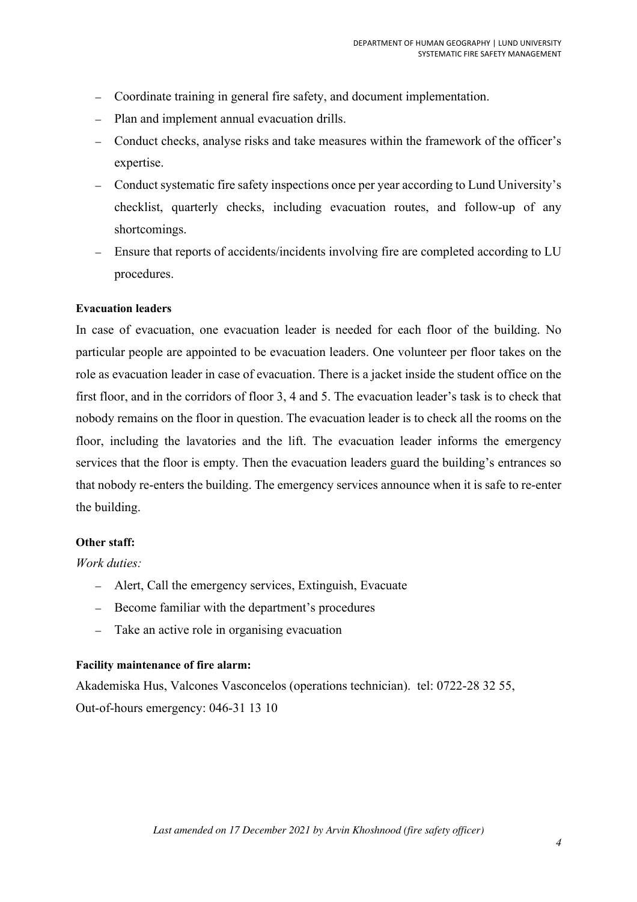- Coordinate training in general fire safety, and document implementation.
- Plan and implement annual evacuation drills.
- Conduct checks, analyse risks and take measures within the framework of the officer's expertise.
- Conduct systematic fire safety inspections once per year according to Lund University's checklist, quarterly checks, including evacuation routes, and follow-up of any shortcomings.
- Ensure that reports of accidents/incidents involving fire are completed according to LU procedures.

**Evacuation leaders**

In case of evacuation, one evacuation leader is needed for each floor of the building. No particular people are appointed to be evacuation leaders. One volunteer per floor takes on the role as evacuation leader in case of evacuation. There is a jacket inside the student office on the first floor, and in the corridors of floor 3, 4 and 5. The evacuation leader's task is to check that nobody remains on the floor in question. The evacuation leader is to check all the rooms on the floor, including the lavatories and the lift. The evacuation leader informs the emergency services that the floor is empty. Then the evacuation leaders guard the building's entrances so that nobody re-enters the building. The emergency services announce when it is safe to re-enter the building.

**Other staff:**

*Work duties:*

- Alert, Call the emergency services, Extinguish, Evacuate
- Become familiar with the department's procedures
- Take an active role in organising evacuation

**Facility maintenance of fire alarm:**

Akademiska Hus, Valcones Vasconcelos (operations technician). tel: 0722-28 32 55,
Out-of-hours emergency: 046-31 13 10

*Last amended on 17 December 2021 by Arvin Khoshnood (fire safety officer)*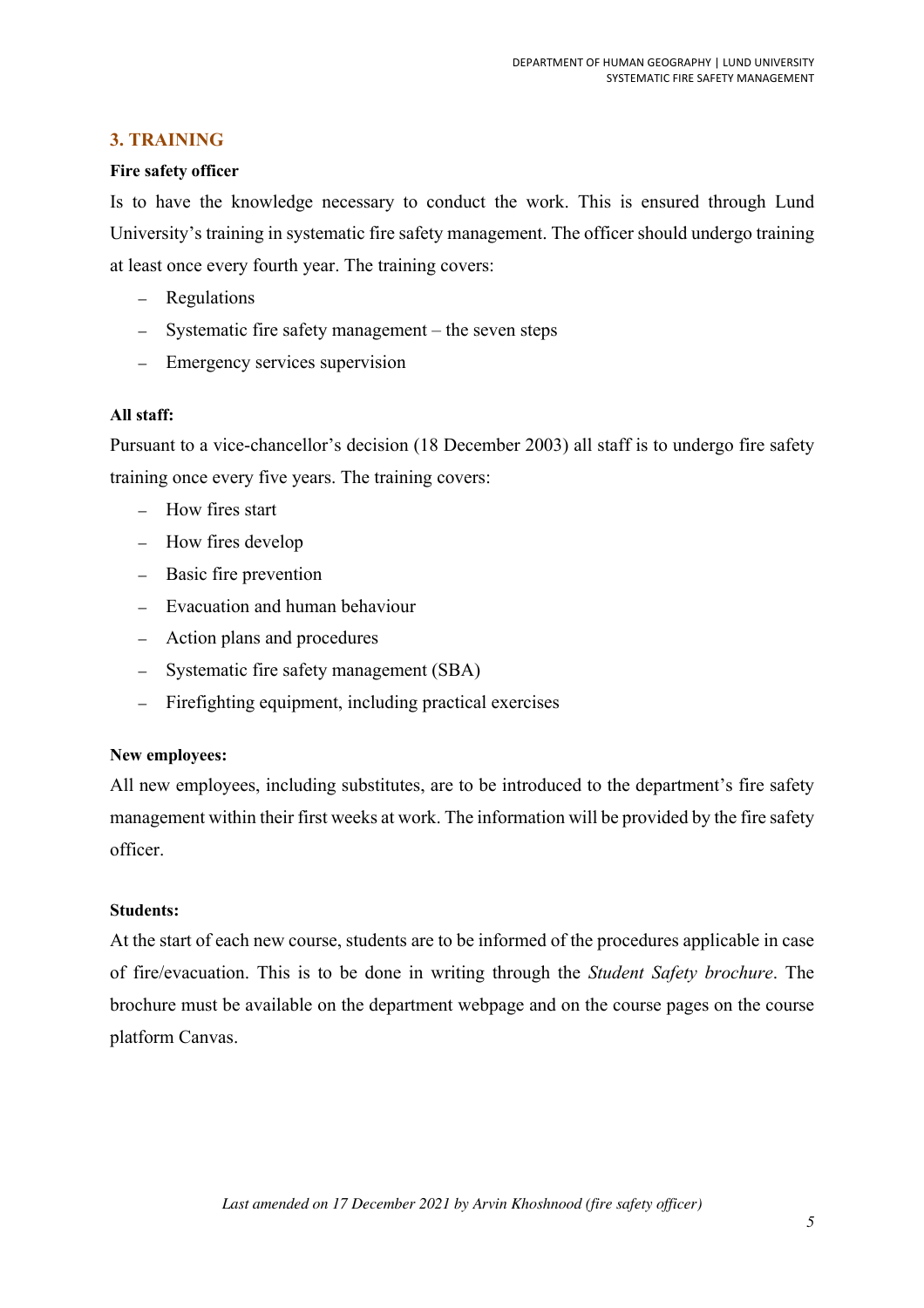## 3. TRAINING

**Fire safety officer**

Is to have the knowledge necessary to conduct the work. This is ensured through Lund University's training in systematic fire safety management. The officer should undergo training at least once every fourth year. The training covers:

- Regulations
- Systematic fire safety management – the seven steps
- Emergency services supervision

**All staff:**

Pursuant to a vice-chancellor's decision (18 December 2003) all staff is to undergo fire safety training once every five years. The training covers:

- How fires start
- How fires develop
- Basic fire prevention
- Evacuation and human behaviour
- Action plans and procedures
- Systematic fire safety management (SBA)
- Firefighting equipment, including practical exercises

**New employees:**

All new employees, including substitutes, are to be introduced to the department's fire safety management within their first weeks at work. The information will be provided by the fire safety officer.

**Students:**

At the start of each new course, students are to be informed of the procedures applicable in case of fire/evacuation. This is to be done in writing through the *Student Safety brochure*. The brochure must be available on the department webpage and on the course pages on the course platform Canvas.

*Last amended on 17 December 2021 by Arvin Khoshnood (fire safety officer)*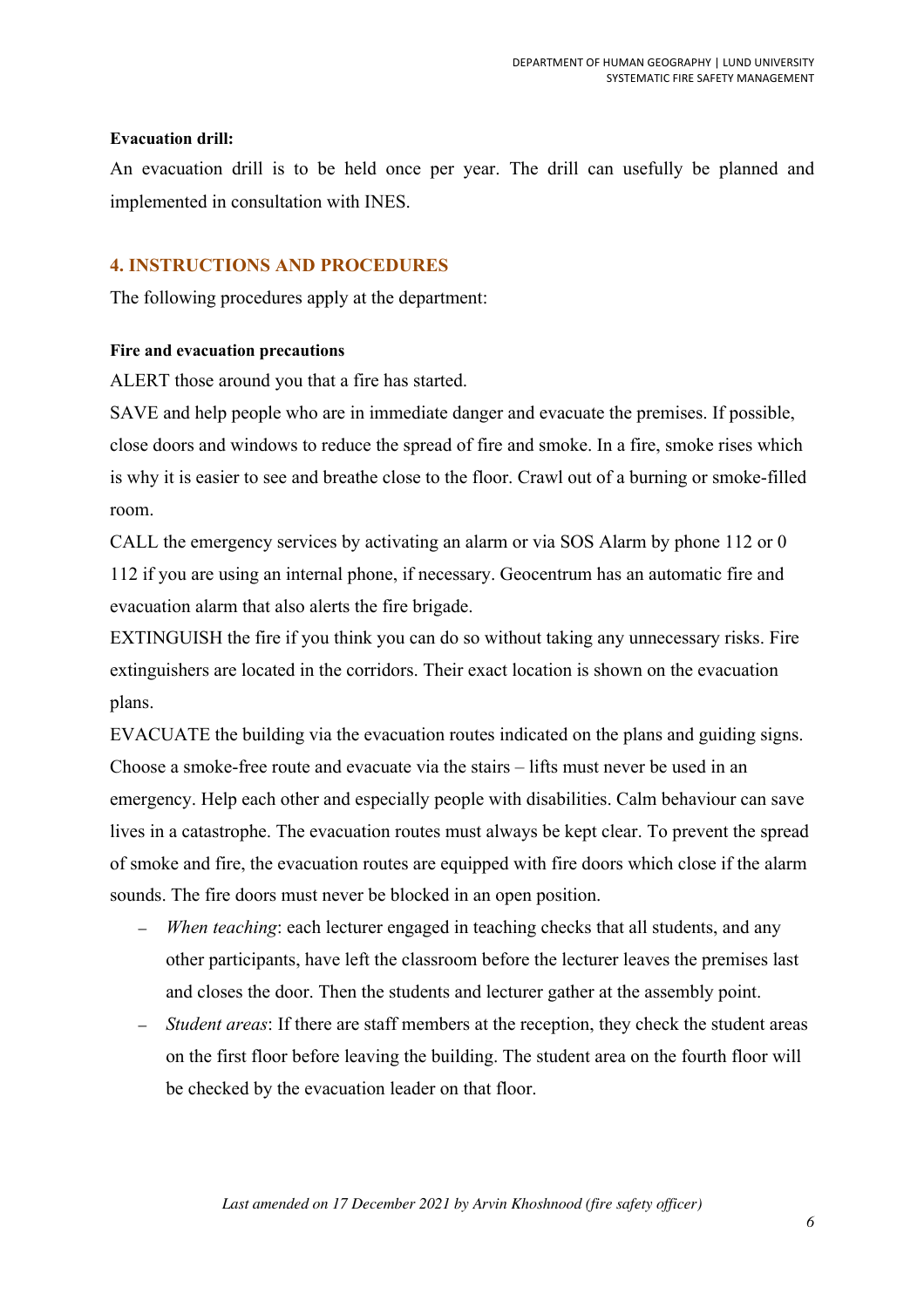**Evacuation drill:**

An evacuation drill is to be held once per year. The drill can usefully be planned and implemented in consultation with INES.

## 4. INSTRUCTIONS AND PROCEDURES

The following procedures apply at the department:

**Fire and evacuation precautions**

ALERT those around you that a fire has started.

SAVE and help people who are in immediate danger and evacuate the premises. If possible, close doors and windows to reduce the spread of fire and smoke. In a fire, smoke rises which is why it is easier to see and breathe close to the floor. Crawl out of a burning or smoke-filled room.

CALL the emergency services by activating an alarm or via SOS Alarm by phone 112 or 0 112 if you are using an internal phone, if necessary. Geocentrum has an automatic fire and evacuation alarm that also alerts the fire brigade.

EXTINGUISH the fire if you think you can do so without taking any unnecessary risks. Fire extinguishers are located in the corridors. Their exact location is shown on the evacuation plans.

EVACUATE the building via the evacuation routes indicated on the plans and guiding signs. Choose a smoke-free route and evacuate via the stairs – lifts must never be used in an emergency. Help each other and especially people with disabilities. Calm behaviour can save lives in a catastrophe. The evacuation routes must always be kept clear. To prevent the spread of smoke and fire, the evacuation routes are equipped with fire doors which close if the alarm sounds. The fire doors must never be blocked in an open position.

- *When teaching*: each lecturer engaged in teaching checks that all students, and any other participants, have left the classroom before the lecturer leaves the premises last and closes the door. Then the students and lecturer gather at the assembly point.
- *Student areas*: If there are staff members at the reception, they check the student areas on the first floor before leaving the building. The student area on the fourth floor will be checked by the evacuation leader on that floor.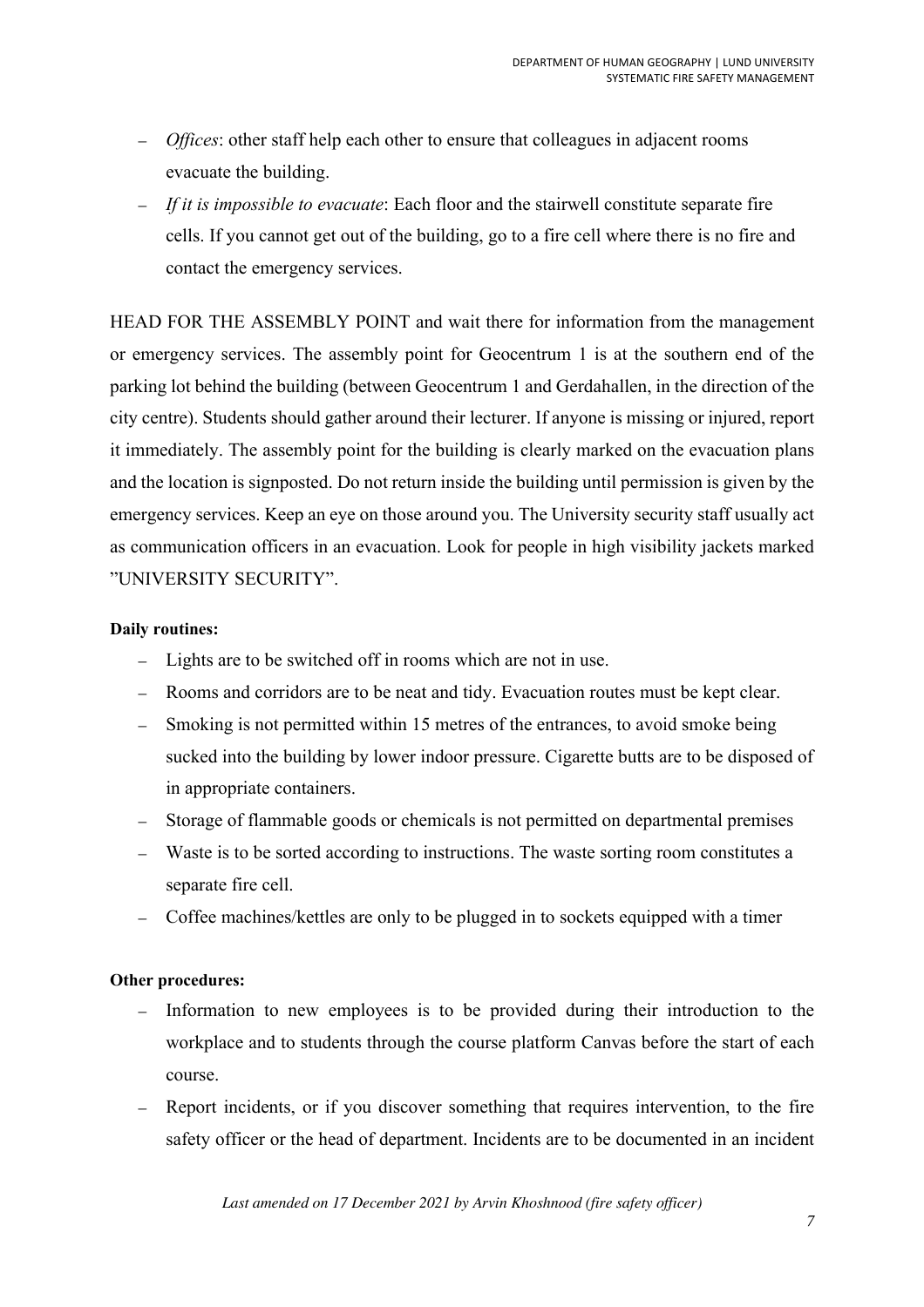- *Offices*: other staff help each other to ensure that colleagues in adjacent rooms evacuate the building.
- *If it is impossible to evacuate*: Each floor and the stairwell constitute separate fire cells. If you cannot get out of the building, go to a fire cell where there is no fire and contact the emergency services.

HEAD FOR THE ASSEMBLY POINT and wait there for information from the management or emergency services. The assembly point for Geocentrum 1 is at the southern end of the parking lot behind the building (between Geocentrum 1 and Gerdahallen, in the direction of the city centre). Students should gather around their lecturer. If anyone is missing or injured, report it immediately. The assembly point for the building is clearly marked on the evacuation plans and the location is signposted. Do not return inside the building until permission is given by the emergency services. Keep an eye on those around you. The University security staff usually act as communication officers in an evacuation. Look for people in high visibility jackets marked "UNIVERSITY SECURITY".

**Daily routines:**

- Lights are to be switched off in rooms which are not in use.
- Rooms and corridors are to be neat and tidy. Evacuation routes must be kept clear.
- Smoking is not permitted within 15 metres of the entrances, to avoid smoke being sucked into the building by lower indoor pressure. Cigarette butts are to be disposed of in appropriate containers.
- Storage of flammable goods or chemicals is not permitted on departmental premises
- Waste is to be sorted according to instructions. The waste sorting room constitutes a separate fire cell.
- Coffee machines/kettles are only to be plugged in to sockets equipped with a timer

**Other procedures:**

- Information to new employees is to be provided during their introduction to the workplace and to students through the course platform Canvas before the start of each course.
- Report incidents, or if you discover something that requires intervention, to the fire safety officer or the head of department. Incidents are to be documented in an incident

*Last amended on 17 December 2021 by Arvin Khoshnood (fire safety officer)*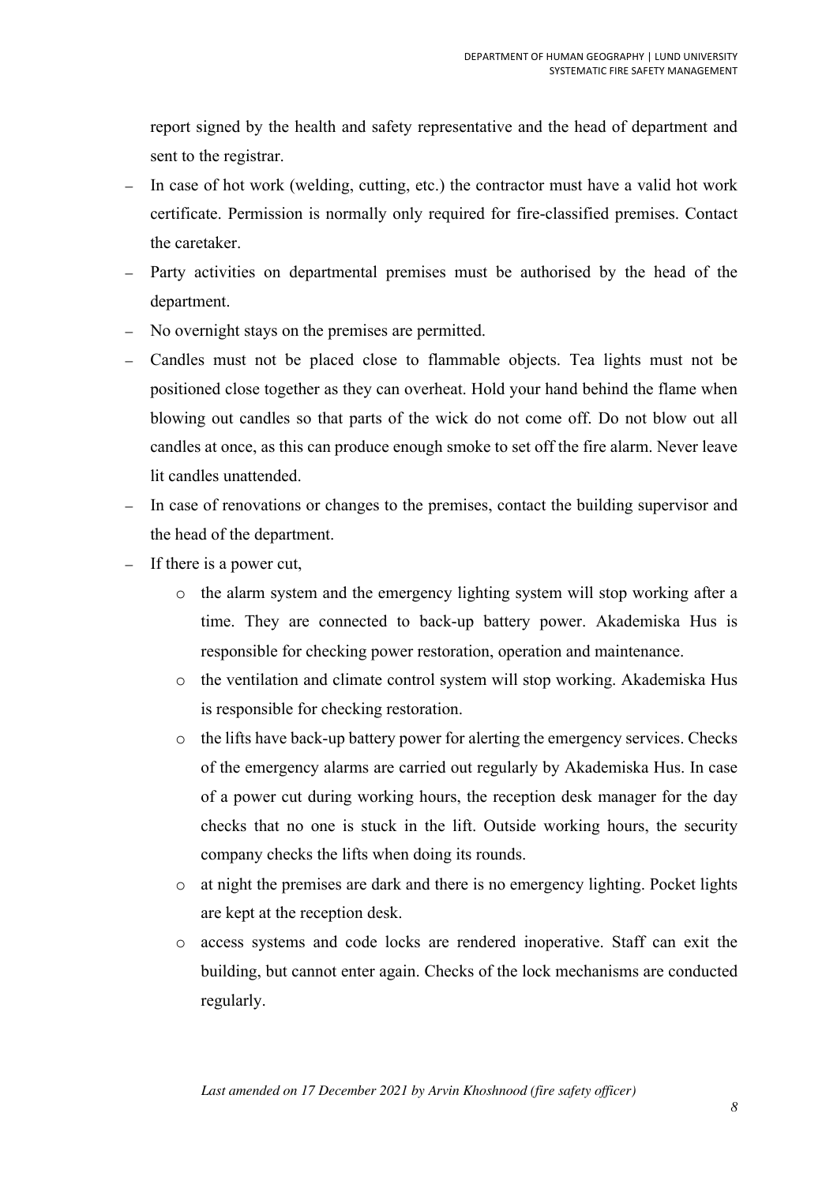report signed by the health and safety representative and the head of department and sent to the registrar.

- In case of hot work (welding, cutting, etc.) the contractor must have a valid hot work certificate. Permission is normally only required for fire-classified premises. Contact the caretaker.
- Party activities on departmental premises must be authorised by the head of the department.
- No overnight stays on the premises are permitted.
- Candles must not be placed close to flammable objects. Tea lights must not be positioned close together as they can overheat. Hold your hand behind the flame when blowing out candles so that parts of the wick do not come off. Do not blow out all candles at once, as this can produce enough smoke to set off the fire alarm. Never leave lit candles unattended.
- In case of renovations or changes to the premises, contact the building supervisor and the head of the department.
- If there is a power cut,
    - the alarm system and the emergency lighting system will stop working after a time. They are connected to back-up battery power. Akademiska Hus is responsible for checking power restoration, operation and maintenance.
    - the ventilation and climate control system will stop working. Akademiska Hus is responsible for checking restoration.
    - the lifts have back-up battery power for alerting the emergency services. Checks of the emergency alarms are carried out regularly by Akademiska Hus. In case of a power cut during working hours, the reception desk manager for the day checks that no one is stuck in the lift. Outside working hours, the security company checks the lifts when doing its rounds.
    - at night the premises are dark and there is no emergency lighting. Pocket lights are kept at the reception desk.
    - access systems and code locks are rendered inoperative. Staff can exit the building, but cannot enter again. Checks of the lock mechanisms are conducted regularly.

*Last amended on 17 December 2021 by Arvin Khoshnood (fire safety officer)*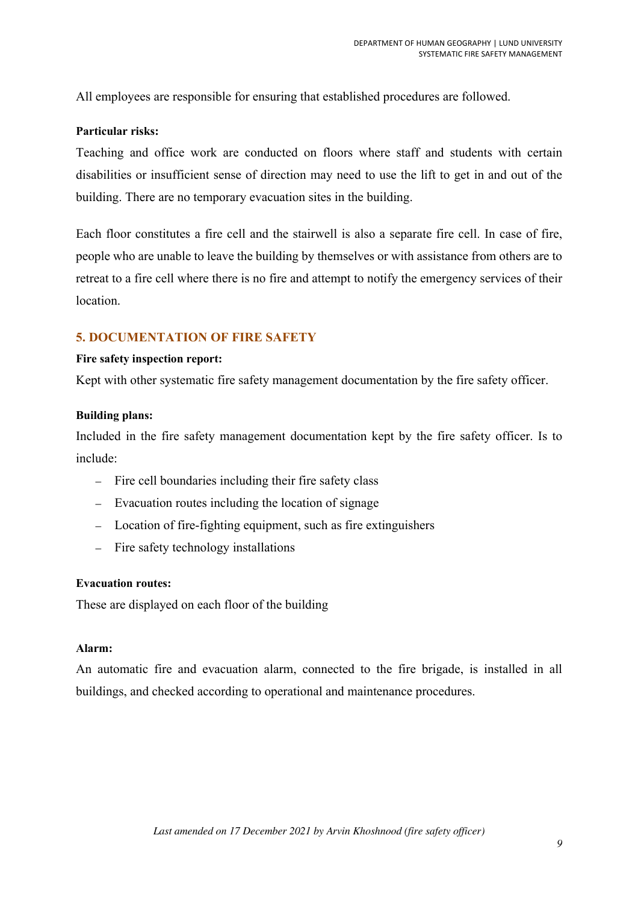All employees are responsible for ensuring that established procedures are followed.

**Particular risks:**

Teaching and office work are conducted on floors where staff and students with certain disabilities or insufficient sense of direction may need to use the lift to get in and out of the building. There are no temporary evacuation sites in the building.

Each floor constitutes a fire cell and the stairwell is also a separate fire cell. In case of fire, people who are unable to leave the building by themselves or with assistance from others are to retreat to a fire cell where there is no fire and attempt to notify the emergency services of their location.

## 5. DOCUMENTATION OF FIRE SAFETY

**Fire safety inspection report:**

Kept with other systematic fire safety management documentation by the fire safety officer.

**Building plans:**

Included in the fire safety management documentation kept by the fire safety officer. Is to include:

- Fire cell boundaries including their fire safety class
- Evacuation routes including the location of signage
- Location of fire-fighting equipment, such as fire extinguishers
- Fire safety technology installations

**Evacuation routes:**

These are displayed on each floor of the building

**Alarm:**

An automatic fire and evacuation alarm, connected to the fire brigade, is installed in all buildings, and checked according to operational and maintenance procedures.

*Last amended on 17 December 2021 by Arvin Khoshnood (fire safety officer)*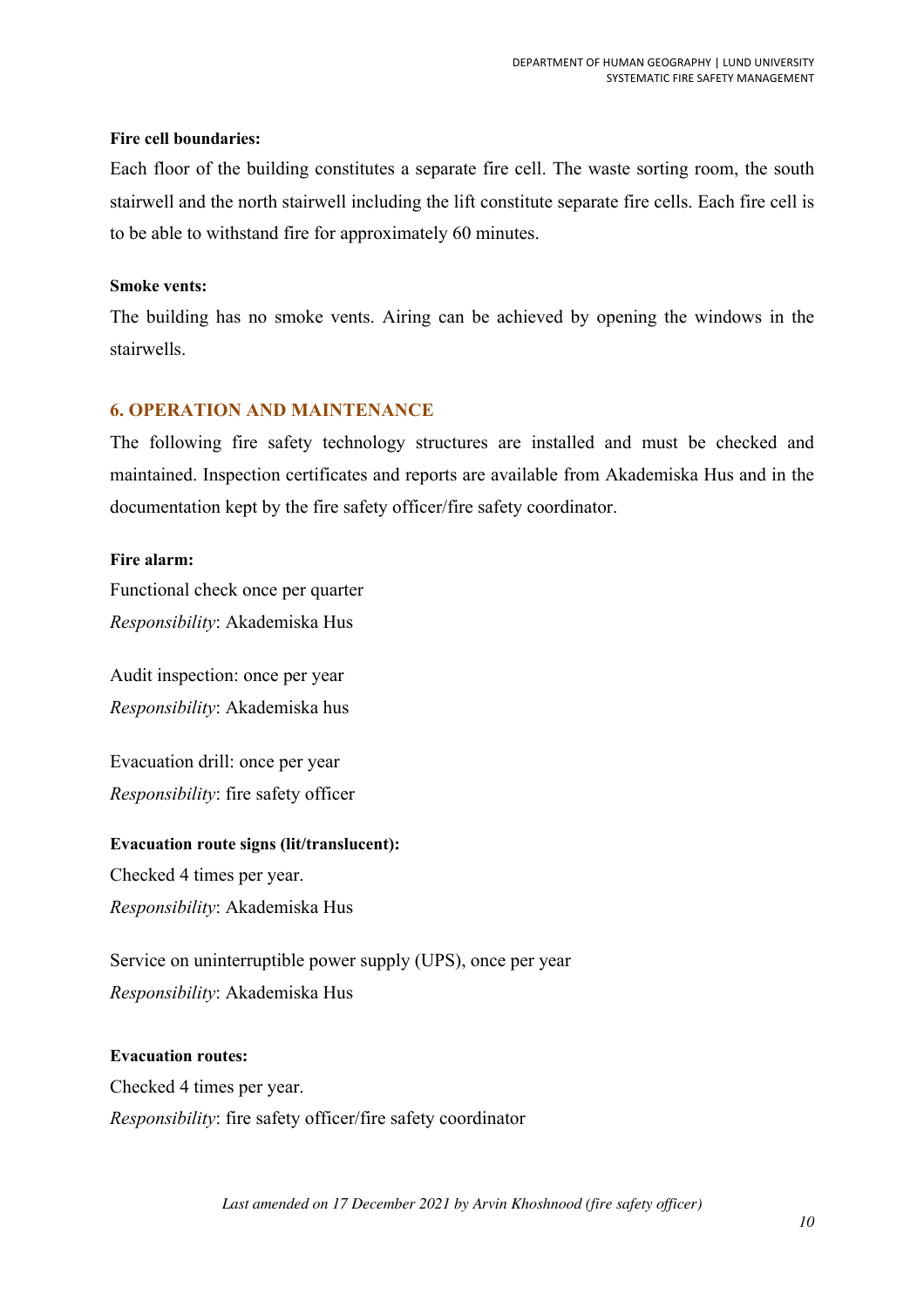**Fire cell boundaries:**

Each floor of the building constitutes a separate fire cell. The waste sorting room, the south stairwell and the north stairwell including the lift constitute separate fire cells. Each fire cell is to be able to withstand fire for approximately 60 minutes.

**Smoke vents:**

The building has no smoke vents. Airing can be achieved by opening the windows in the stairwells.

## 6. OPERATION AND MAINTENANCE

The following fire safety technology structures are installed and must be checked and maintained. Inspection certificates and reports are available from Akademiska Hus and in the documentation kept by the fire safety officer/fire safety coordinator.

**Fire alarm:**

Functional check once per quarter
*Responsibility*: Akademiska Hus

Audit inspection: once per year
*Responsibility*: Akademiska hus

Evacuation drill: once per year
*Responsibility*: fire safety officer

**Evacuation route signs (lit/translucent):**

Checked 4 times per year.
*Responsibility*: Akademiska Hus

Service on uninterruptible power supply (UPS), once per year
*Responsibility*: Akademiska Hus

**Evacuation routes:**

Checked 4 times per year.
*Responsibility*: fire safety officer/fire safety coordinator

*Last amended on 17 December 2021 by Arvin Khoshnood (fire safety officer)*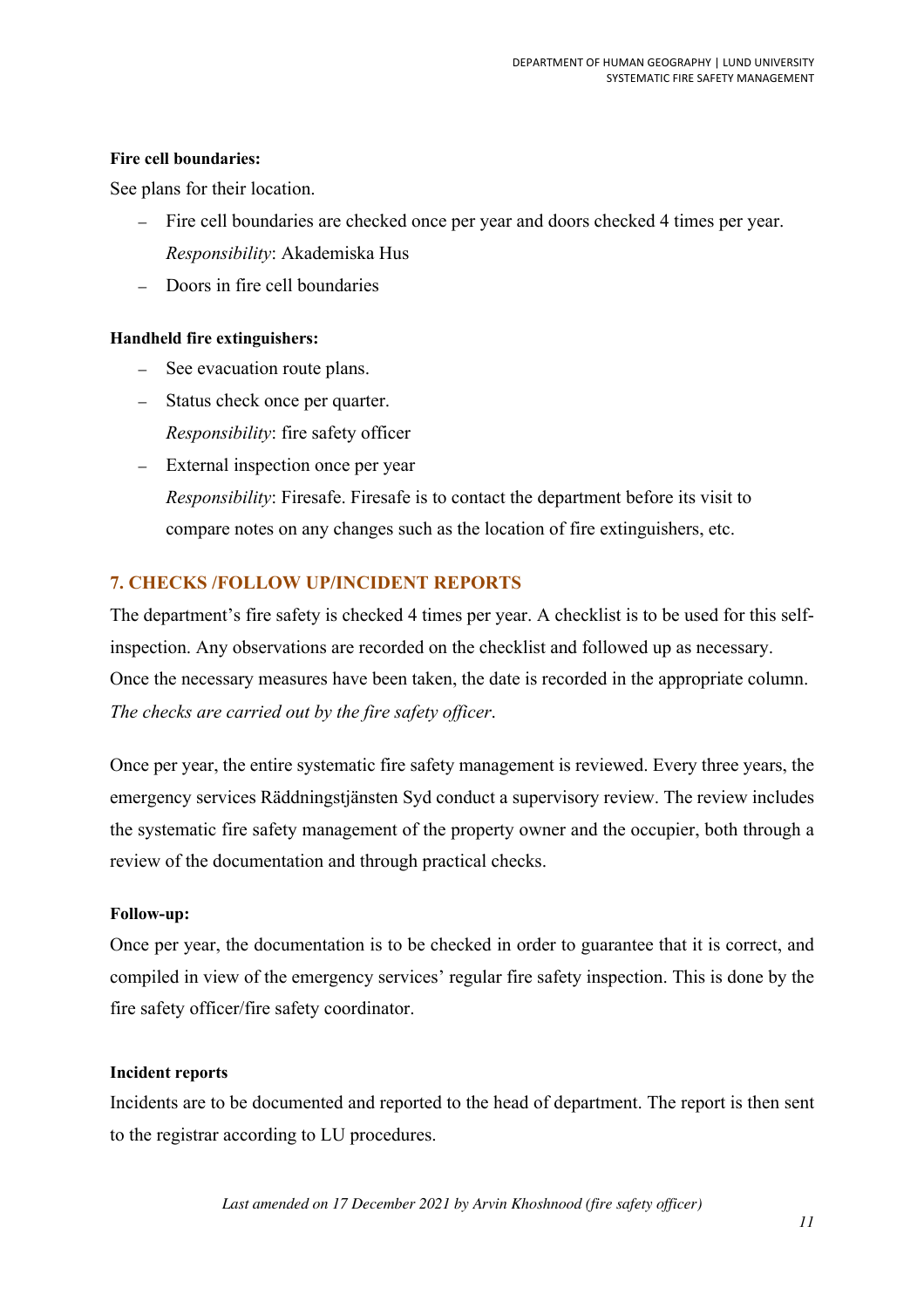**Fire cell boundaries:**

See plans for their location.

- Fire cell boundaries are checked once per year and doors checked 4 times per year.
  *Responsibility*: Akademiska Hus
- Doors in fire cell boundaries

**Handheld fire extinguishers:**

- See evacuation route plans.
- Status check once per quarter.
  *Responsibility*: fire safety officer
- External inspection once per year
  *Responsibility*: Firesafe. Firesafe is to contact the department before its visit to compare notes on any changes such as the location of fire extinguishers, etc.

## 7. CHECKS /FOLLOW UP/INCIDENT REPORTS

The department's fire safety is checked 4 times per year. A checklist is to be used for this self-inspection. Any observations are recorded on the checklist and followed up as necessary. Once the necessary measures have been taken, the date is recorded in the appropriate column. *The checks are carried out by the fire safety officer*.

Once per year, the entire systematic fire safety management is reviewed. Every three years, the emergency services Räddningstjänsten Syd conduct a supervisory review. The review includes the systematic fire safety management of the property owner and the occupier, both through a review of the documentation and through practical checks.

**Follow-up:**

Once per year, the documentation is to be checked in order to guarantee that it is correct, and compiled in view of the emergency services' regular fire safety inspection. This is done by the fire safety officer/fire safety coordinator.

**Incident reports**

Incidents are to be documented and reported to the head of department. The report is then sent to the registrar according to LU procedures.

*Last amended on 17 December 2021 by Arvin Khoshnood (fire safety officer)*